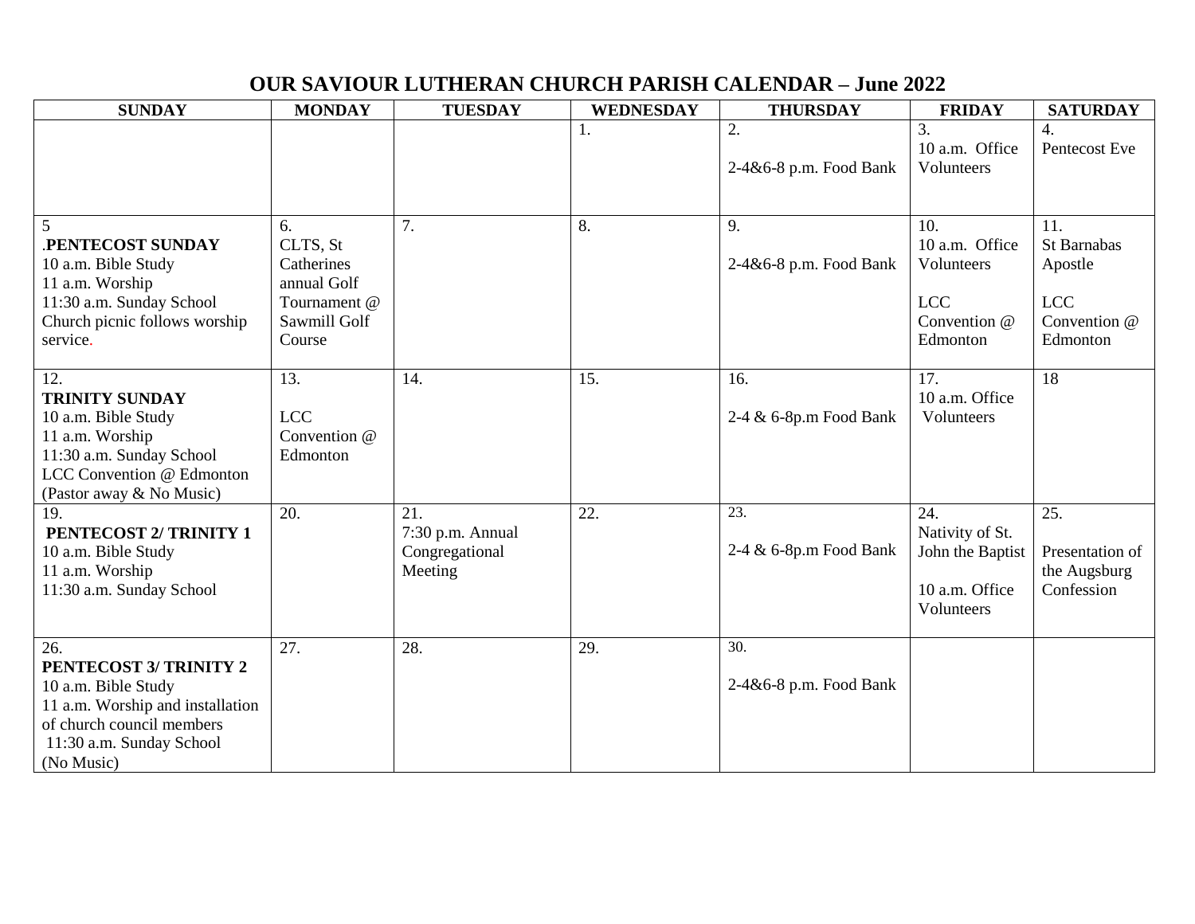# OUR SAVIOUR LUTHERAN CHURCH PARISH CALENDAR – June 2022

| SUNDAY | MONDAY | TUESDAY | WEDNESDAY | THURSDAY | FRIDAY | SATURDAY |
|---|---|---|---|---|---|---|
| | | | 1. | 2.<br><br>2-4&6-8 p.m. Food Bank | 3.<br>10 a.m. Office Volunteers | 4.<br>Pentecost Eve |
| 5<br>**.PENTECOST SUNDAY**<br>10 a.m. Bible Study<br>11 a.m. Worship<br>11:30 a.m. Sunday School<br>Church picnic follows worship service. | 6.<br>CLTS, St Catherines annual Golf Tournament @ Sawmill Golf Course | 7. | 8. | 9.<br><br>2-4&6-8 p.m. Food Bank | 10.<br>10 a.m. Office Volunteers<br><br>LCC Convention @ Edmonton | 11.<br>St Barnabas Apostle<br><br>LCC Convention @ Edmonton |
| 12.<br>**TRINITY SUNDAY**<br>10 a.m. Bible Study<br>11 a.m. Worship<br>11:30 a.m. Sunday School<br>LCC Convention @ Edmonton<br>(Pastor away & No Music) | 13.<br><br>LCC Convention @ Edmonton | 14. | 15. | 16.<br><br>2-4 & 6-8p.m Food Bank | 17.<br>10 a.m. Office Volunteers | 18 |
| 19.<br>**PENTECOST 2/ TRINITY 1**<br>10 a.m. Bible Study<br>11 a.m. Worship<br>11:30 a.m. Sunday School | 20. | 21.<br>7:30 p.m. Annual Congregational Meeting | 22. | 23.<br><br>2-4 & 6-8p.m Food Bank | 24.<br>Nativity of St. John the Baptist<br><br>10 a.m. Office Volunteers | 25.<br><br>Presentation of the Augsburg Confession |
| 26.<br>**PENTECOST 3/ TRINITY 2**<br>10 a.m. Bible Study<br>11 a.m. Worship and installation of church council members<br>11:30 a.m. Sunday School<br>(No Music) | 27. | 28. | 29. | 30.<br><br>2-4&6-8 p.m. Food Bank | | |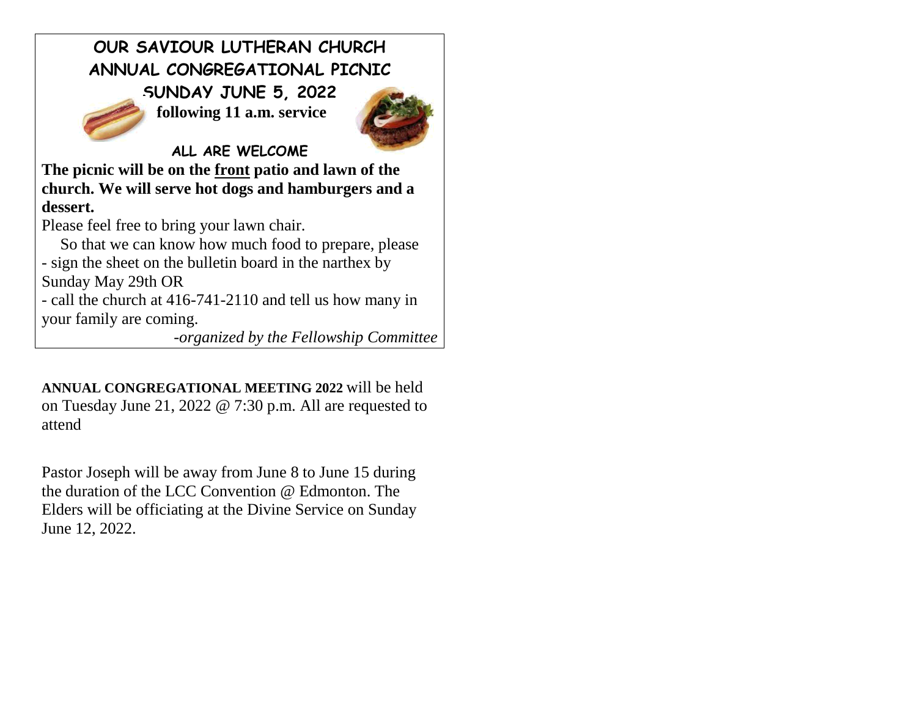**OUR SAVIOUR LUTHERAN CHURCH**

**ANNUAL CONGREGATIONAL PICNIC**

**SUNDAY JUNE 5, 2022**

**following 11 a.m. service**

**ALL ARE WELCOME**

**The picnic will be on the front patio and lawn of the church. We will serve hot dogs and hamburgers and a dessert.**

Please feel free to bring your lawn chair.

So that we can know how much food to prepare, please

- sign the sheet on the bulletin board in the narthex by Sunday May 29th OR
- call the church at 416-741-2110 and tell us how many in your family are coming.

*-organized by the Fellowship Committee*

**ANNUAL CONGREGATIONAL MEETING 2022** will be held on Tuesday June 21, 2022 @ 7:30 p.m. All are requested to attend

Pastor Joseph will be away from June 8 to June 15 during the duration of the LCC Convention @ Edmonton. The Elders will be officiating at the Divine Service on Sunday June 12, 2022.